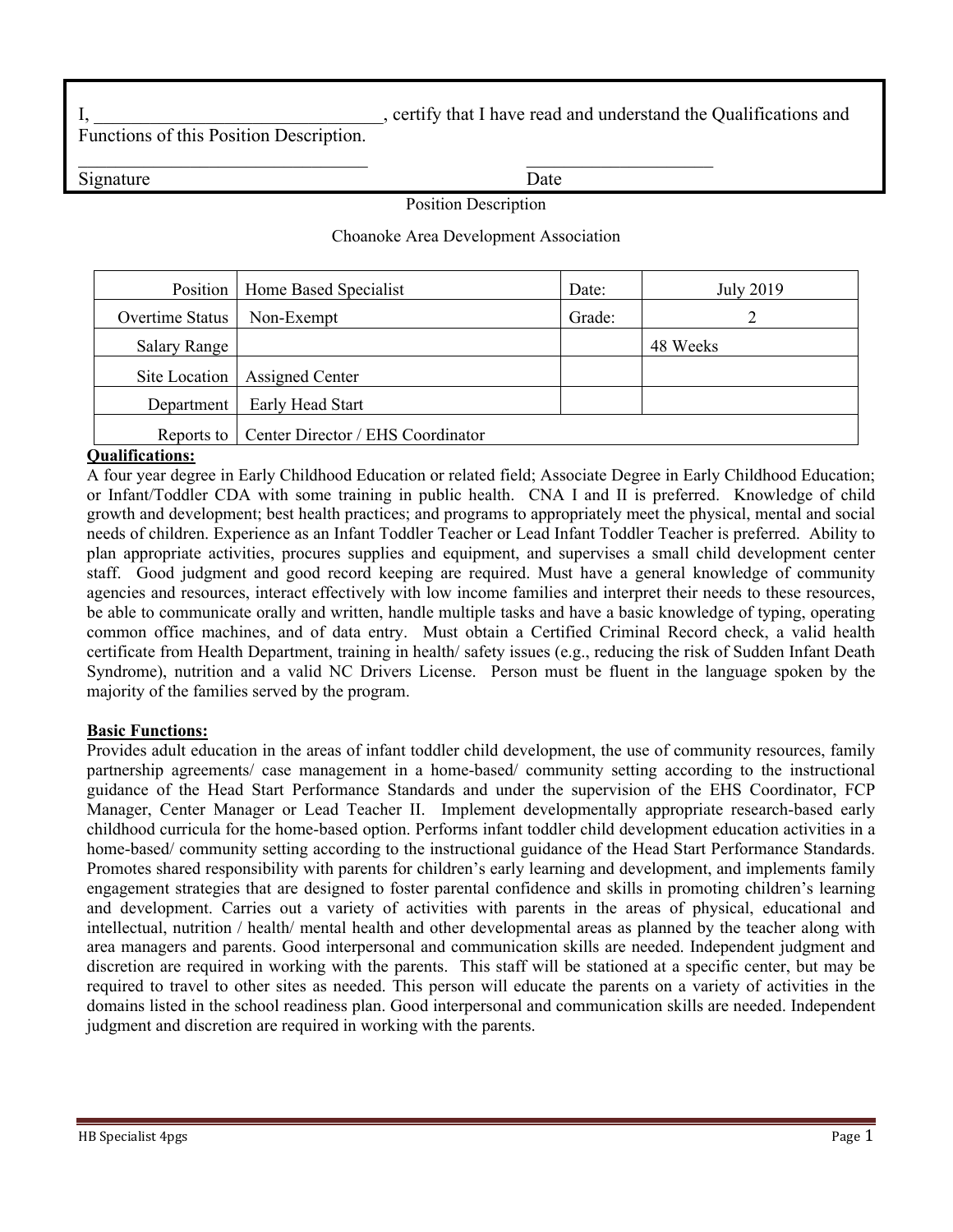I, _______________________________, certify that I have read and understand the Qualifications and Functions of this Position Description.

_______________________________ &nbsp;&nbsp;&nbsp;&nbsp;&nbsp;&nbsp;&nbsp;&nbsp;&nbsp;&nbsp; ____________________
Signature &nbsp;&nbsp;&nbsp;&nbsp;&nbsp;&nbsp;&nbsp;&nbsp;&nbsp;&nbsp;&nbsp;&nbsp;&nbsp;&nbsp;&nbsp;&nbsp;&nbsp;&nbsp;&nbsp;&nbsp;&nbsp;&nbsp;&nbsp;&nbsp;&nbsp;&nbsp;&nbsp;&nbsp;&nbsp;&nbsp;&nbsp;&nbsp;&nbsp;&nbsp;&nbsp;&nbsp;&nbsp;&nbsp;&nbsp;&nbsp;&nbsp;&nbsp;&nbsp;&nbsp;&nbsp;&nbsp;&nbsp;&nbsp;&nbsp;&nbsp;&nbsp;&nbsp;&nbsp;&nbsp;&nbsp;&nbsp;&nbsp;&nbsp; Date

Position Description

Choanoke Area Development Association

| Position | Home Based Specialist | Date: | July 2019 |
|---|---|---|---|
| Overtime Status | Non-Exempt | Grade: | 2 |
| Salary Range | | | 48 Weeks |
| Site Location | Assigned Center | | |
| Department | Early Head Start | | |
| Reports to | Center Director / EHS Coordinator | | |

**Qualifications:**

A four year degree in Early Childhood Education or related field; Associate Degree in Early Childhood Education; or Infant/Toddler CDA with some training in public health. CNA I and II is preferred. Knowledge of child growth and development; best health practices; and programs to appropriately meet the physical, mental and social needs of children. Experience as an Infant Toddler Teacher or Lead Infant Toddler Teacher is preferred. Ability to plan appropriate activities, procures supplies and equipment, and supervises a small child development center staff. Good judgment and good record keeping are required. Must have a general knowledge of community agencies and resources, interact effectively with low income families and interpret their needs to these resources, be able to communicate orally and written, handle multiple tasks and have a basic knowledge of typing, operating common office machines, and of data entry. Must obtain a Certified Criminal Record check, a valid health certificate from Health Department, training in health/ safety issues (e.g., reducing the risk of Sudden Infant Death Syndrome), nutrition and a valid NC Drivers License. Person must be fluent in the language spoken by the majority of the families served by the program.

**Basic Functions:**

Provides adult education in the areas of infant toddler child development, the use of community resources, family partnership agreements/ case management in a home-based/ community setting according to the instructional guidance of the Head Start Performance Standards and under the supervision of the EHS Coordinator, FCP Manager, Center Manager or Lead Teacher II. Implement developmentally appropriate research-based early childhood curricula for the home-based option. Performs infant toddler child development education activities in a home-based/ community setting according to the instructional guidance of the Head Start Performance Standards. Promotes shared responsibility with parents for children's early learning and development, and implements family engagement strategies that are designed to foster parental confidence and skills in promoting children's learning and development. Carries out a variety of activities with parents in the areas of physical, educational and intellectual, nutrition / health/ mental health and other developmental areas as planned by the teacher along with area managers and parents. Good interpersonal and communication skills are needed. Independent judgment and discretion are required in working with the parents. This staff will be stationed at a specific center, but may be required to travel to other sites as needed. This person will educate the parents on a variety of activities in the domains listed in the school readiness plan. Good interpersonal and communication skills are needed. Independent judgment and discretion are required in working with the parents.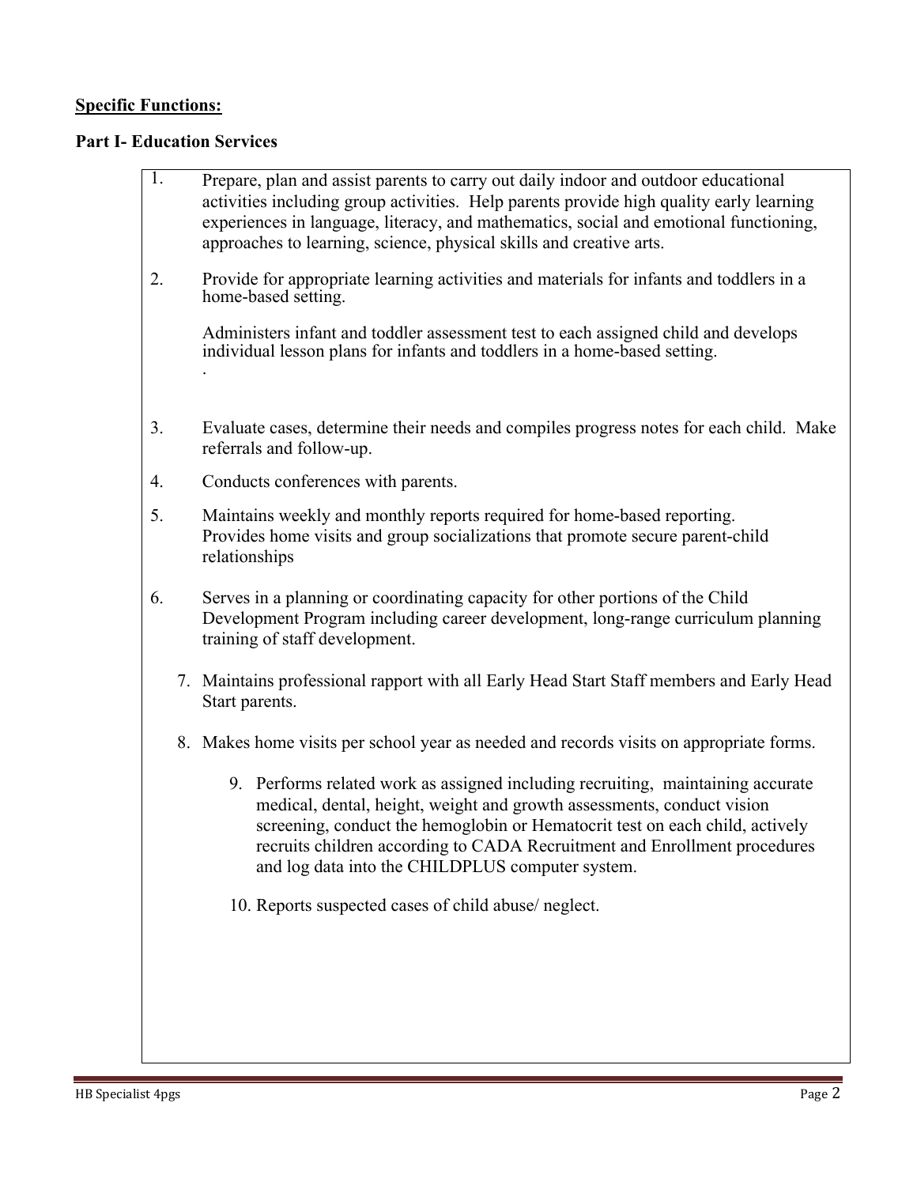**Specific Functions:**

**Part I- Education Services**

1. Prepare, plan and assist parents to carry out daily indoor and outdoor educational activities including group activities. Help parents provide high quality early learning experiences in language, literacy, and mathematics, social and emotional functioning, approaches to learning, science, physical skills and creative arts.

2. Provide for appropriate learning activities and materials for infants and toddlers in a home-based setting.

   Administers infant and toddler assessment test to each assigned child and develops individual lesson plans for infants and toddlers in a home-based setting.
   .

3. Evaluate cases, determine their needs and compiles progress notes for each child. Make referrals and follow-up.

4. Conducts conferences with parents.

5. Maintains weekly and monthly reports required for home-based reporting. Provides home visits and group socializations that promote secure parent-child relationships

6. Serves in a planning or coordinating capacity for other portions of the Child Development Program including career development, long-range curriculum planning training of staff development.

7. Maintains professional rapport with all Early Head Start Staff members and Early Head Start parents.

8. Makes home visits per school year as needed and records visits on appropriate forms.

9. Performs related work as assigned including recruiting, maintaining accurate medical, dental, height, weight and growth assessments, conduct vision screening, conduct the hemoglobin or Hematocrit test on each child, actively recruits children according to CADA Recruitment and Enrollment procedures and log data into the CHILDPLUS computer system.

10. Reports suspected cases of child abuse/ neglect.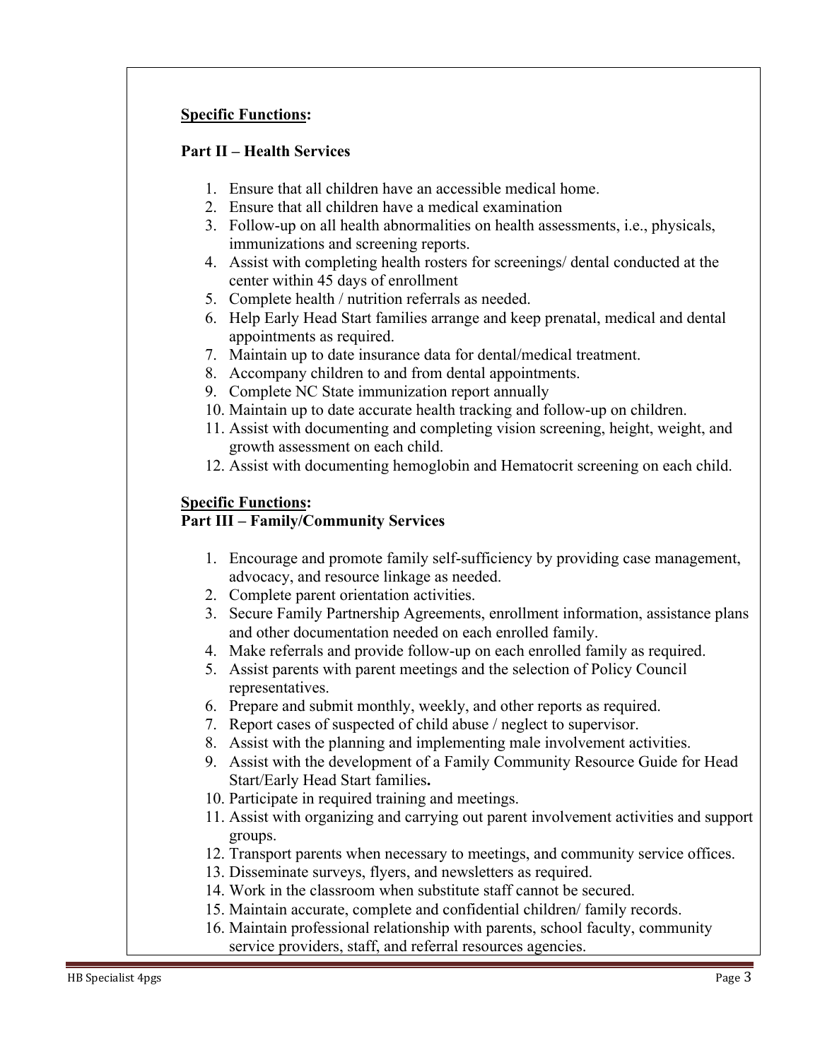**<u>Specific Functions</u>:**

**Part II – Health Services**

1. Ensure that all children have an accessible medical home.
2. Ensure that all children have a medical examination
3. Follow-up on all health abnormalities on health assessments, i.e., physicals, immunizations and screening reports.
4. Assist with completing health rosters for screenings/ dental conducted at the center within 45 days of enrollment
5. Complete health / nutrition referrals as needed.
6. Help Early Head Start families arrange and keep prenatal, medical and dental appointments as required.
7. Maintain up to date insurance data for dental/medical treatment.
8. Accompany children to and from dental appointments.
9. Complete NC State immunization report annually
10. Maintain up to date accurate health tracking and follow-up on children.
11. Assist with documenting and completing vision screening, height, weight, and growth assessment on each child.
12. Assist with documenting hemoglobin and Hematocrit screening on each child.

**<u>Specific Functions</u>:**

**Part III – Family/Community Services**

1. Encourage and promote family self-sufficiency by providing case management, advocacy, and resource linkage as needed.
2. Complete parent orientation activities.
3. Secure Family Partnership Agreements, enrollment information, assistance plans and other documentation needed on each enrolled family.
4. Make referrals and provide follow-up on each enrolled family as required.
5. Assist parents with parent meetings and the selection of Policy Council representatives.
6. Prepare and submit monthly, weekly, and other reports as required.
7. Report cases of suspected of child abuse / neglect to supervisor.
8. Assist with the planning and implementing male involvement activities.
9. Assist with the development of a Family Community Resource Guide for Head Start/Early Head Start families**.**
10. Participate in required training and meetings.
11. Assist with organizing and carrying out parent involvement activities and support groups.
12. Transport parents when necessary to meetings, and community service offices.
13. Disseminate surveys, flyers, and newsletters as required.
14. Work in the classroom when substitute staff cannot be secured.
15. Maintain accurate, complete and confidential children/ family records.
16. Maintain professional relationship with parents, school faculty, community service providers, staff, and referral resources agencies.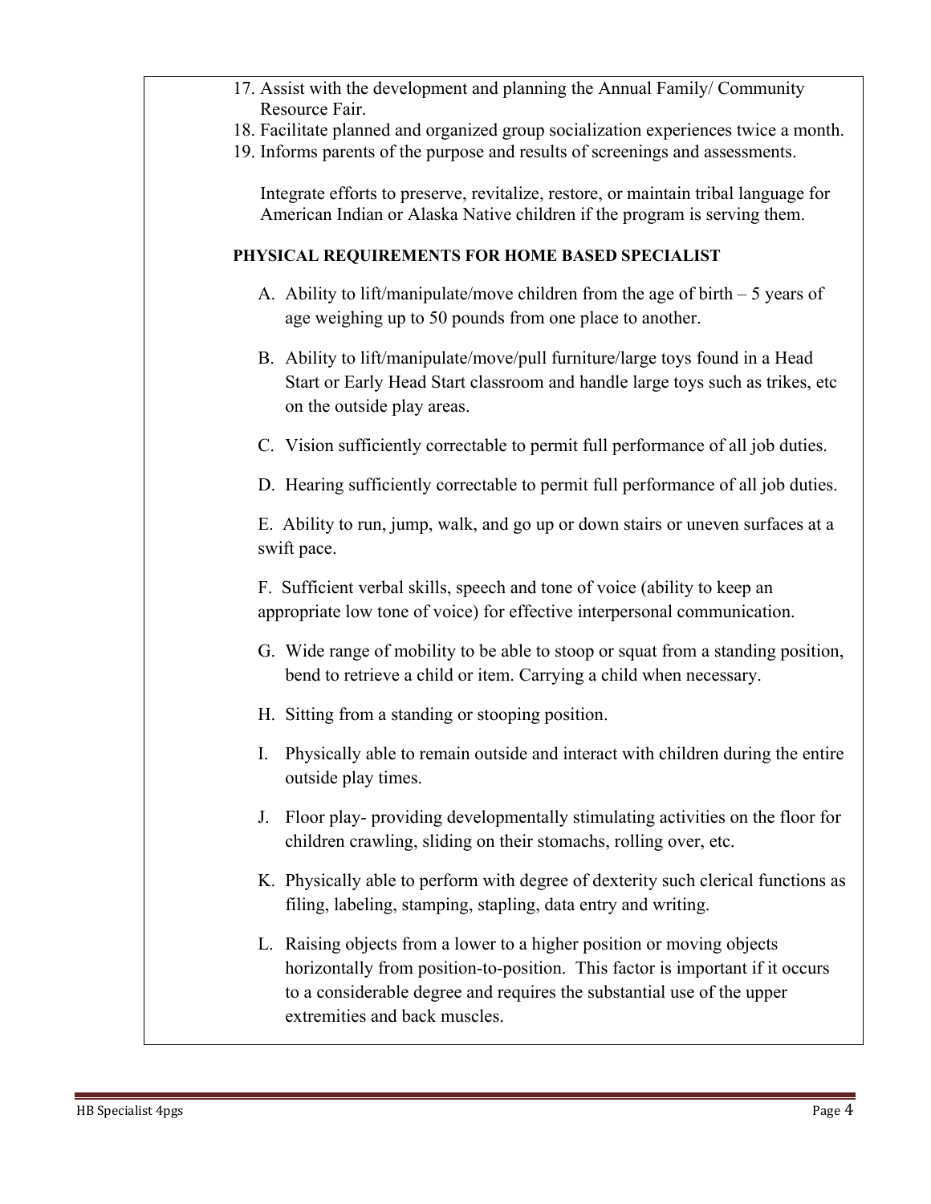17. Assist with the development and planning the Annual Family/ Community Resource Fair.
18. Facilitate planned and organized group socialization experiences twice a month.
19. Informs parents of the purpose and results of screenings and assessments.

Integrate efforts to preserve, revitalize, restore, or maintain tribal language for American Indian or Alaska Native children if the program is serving them.

**PHYSICAL REQUIREMENTS FOR HOME BASED SPECIALIST**

A. Ability to lift/manipulate/move children from the age of birth – 5 years of age weighing up to 50 pounds from one place to another.

B. Ability to lift/manipulate/move/pull furniture/large toys found in a Head Start or Early Head Start classroom and handle large toys such as trikes, etc on the outside play areas.

C. Vision sufficiently correctable to permit full performance of all job duties.

D. Hearing sufficiently correctable to permit full performance of all job duties.

E. Ability to run, jump, walk, and go up or down stairs or uneven surfaces at a swift pace.

F. Sufficient verbal skills, speech and tone of voice (ability to keep an appropriate low tone of voice) for effective interpersonal communication.

G. Wide range of mobility to be able to stoop or squat from a standing position, bend to retrieve a child or item. Carrying a child when necessary.

H. Sitting from a standing or stooping position.

I. Physically able to remain outside and interact with children during the entire outside play times.

J. Floor play- providing developmentally stimulating activities on the floor for children crawling, sliding on their stomachs, rolling over, etc.

K. Physically able to perform with degree of dexterity such clerical functions as filing, labeling, stamping, stapling, data entry and writing.

L. Raising objects from a lower to a higher position or moving objects horizontally from position-to-position. This factor is important if it occurs to a considerable degree and requires the substantial use of the upper extremities and back muscles.